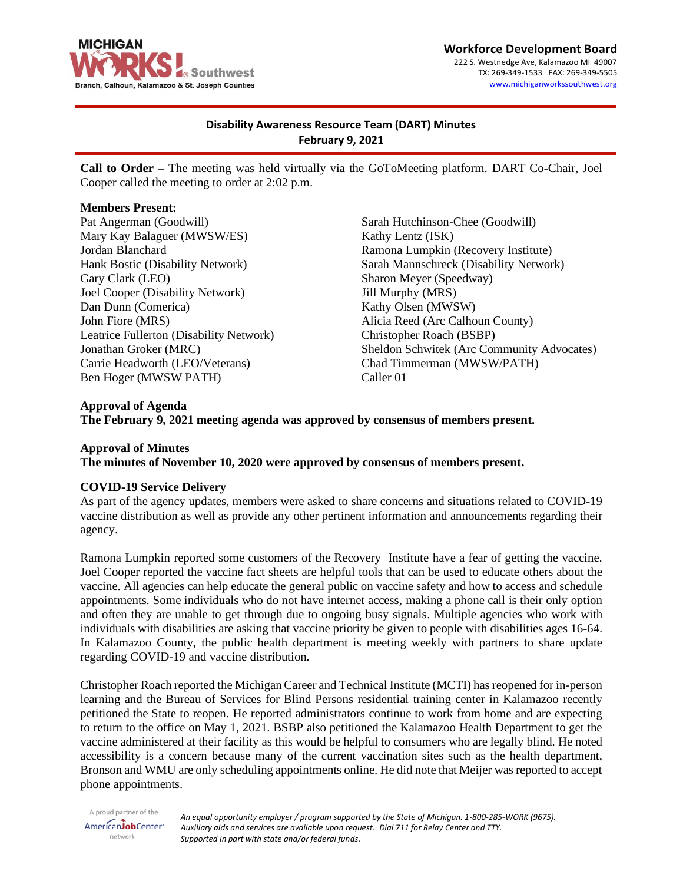Workforce Development Board
222 S. Westnedge Ave, Kalamazoo MI 49007
TX: 269-349-1533 FAX: 269-349-5505
www.michiganworkssouthwest.org

## Disability Awareness Resource Team (DART) Minutes
## February 9, 2021

**Call to Order –** The meeting was held virtually via the GoToMeeting platform. DART Co-Chair, Joel Cooper called the meeting to order at 2:02 p.m.

**Members Present:**

Pat Angerman (Goodwill)
Mary Kay Balaguer (MWSW/ES)
Jordan Blanchard
Hank Bostic (Disability Network)
Gary Clark (LEO)
Joel Cooper (Disability Network)
Dan Dunn (Comerica)
John Fiore (MRS)
Leatrice Fullerton (Disability Network)
Jonathan Groker (MRC)
Carrie Headworth (LEO/Veterans)
Ben Hoger (MWSW PATH)
Sarah Hutchinson-Chee (Goodwill)
Kathy Lentz (ISK)
Ramona Lumpkin (Recovery Institute)
Sarah Mannschreck (Disability Network)
Sharon Meyer (Speedway)
Jill Murphy (MRS)
Kathy Olsen (MWSW)
Alicia Reed (Arc Calhoun County)
Christopher Roach (BSBP)
Sheldon Schwitek (Arc Community Advocates)
Chad Timmerman (MWSW/PATH)
Caller 01

**Approval of Agenda**
**The February 9, 2021 meeting agenda was approved by consensus of members present.**

**Approval of Minutes**
**The minutes of November 10, 2020 were approved by consensus of members present.**

**COVID-19 Service Delivery**
As part of the agency updates, members were asked to share concerns and situations related to COVID-19 vaccine distribution as well as provide any other pertinent information and announcements regarding their agency.

Ramona Lumpkin reported some customers of the Recovery Institute have a fear of getting the vaccine. Joel Cooper reported the vaccine fact sheets are helpful tools that can be used to educate others about the vaccine. All agencies can help educate the general public on vaccine safety and how to access and schedule appointments. Some individuals who do not have internet access, making a phone call is their only option and often they are unable to get through due to ongoing busy signals. Multiple agencies who work with individuals with disabilities are asking that vaccine priority be given to people with disabilities ages 16-64. In Kalamazoo County, the public health department is meeting weekly with partners to share update regarding COVID-19 and vaccine distribution.

Christopher Roach reported the Michigan Career and Technical Institute (MCTI) has reopened for in-person learning and the Bureau of Services for Blind Persons residential training center in Kalamazoo recently petitioned the State to reopen. He reported administrators continue to work from home and are expecting to return to the office on May 1, 2021. BSBP also petitioned the Kalamazoo Health Department to get the vaccine administered at their facility as this would be helpful to consumers who are legally blind. He noted accessibility is a concern because many of the current vaccination sites such as the health department, Bronson and WMU are only scheduling appointments online. He did note that Meijer was reported to accept phone appointments.

*An equal opportunity employer / program supported by the State of Michigan. 1-800-285-WORK (9675). Auxiliary aids and services are available upon request. Dial 711 for Relay Center and TTY. Supported in part with state and/or federal funds.*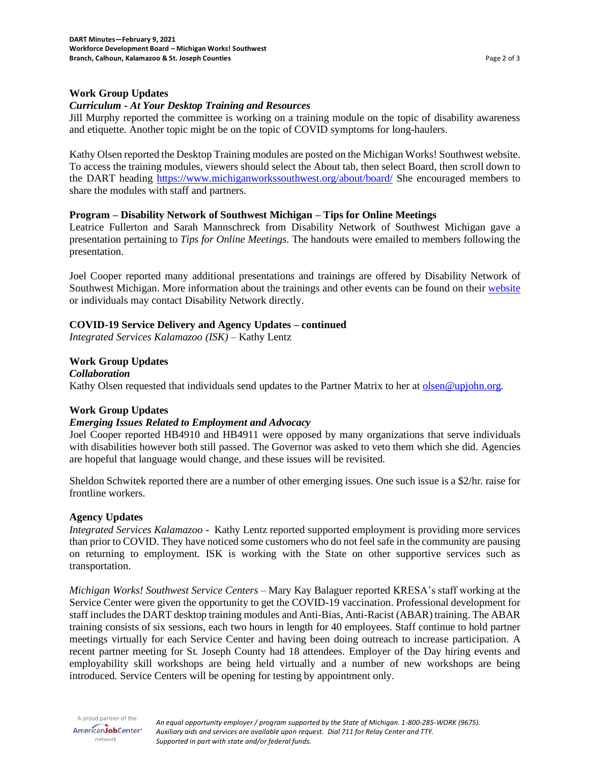## Work Group Updates

### *Curriculum - At Your Desktop Training and Resources*

Jill Murphy reported the committee is working on a training module on the topic of disability awareness and etiquette. Another topic might be on the topic of COVID symptoms for long-haulers.

Kathy Olsen reported the Desktop Training modules are posted on the Michigan Works! Southwest website. To access the training modules, viewers should select the About tab, then select Board, then scroll down to the DART heading https://www.michiganworkssouthwest.org/about/board/ She encouraged members to share the modules with staff and partners.

## Program – Disability Network of Southwest Michigan – Tips for Online Meetings

Leatrice Fullerton and Sarah Mannschreck from Disability Network of Southwest Michigan gave a presentation pertaining to *Tips for Online Meetings*. The handouts were emailed to members following the presentation.

Joel Cooper reported many additional presentations and trainings are offered by Disability Network of Southwest Michigan. More information about the trainings and other events can be found on their website or individuals may contact Disability Network directly.

## COVID-19 Service Delivery and Agency Updates – continued

*Integrated Services Kalamazoo (ISK)* – Kathy Lentz

## Work Group Updates

### *Collaboration*

Kathy Olsen requested that individuals send updates to the Partner Matrix to her at olsen@upjohn.org.

## Work Group Updates

### *Emerging Issues Related to Employment and Advocacy*

Joel Cooper reported HB4910 and HB4911 were opposed by many organizations that serve individuals with disabilities however both still passed. The Governor was asked to veto them which she did. Agencies are hopeful that language would change, and these issues will be revisited.

Sheldon Schwitek reported there are a number of other emerging issues. One such issue is a $2/hr. raise for frontline workers.

## Agency Updates

*Integrated Services Kalamazoo* - Kathy Lentz reported supported employment is providing more services than prior to COVID. They have noticed some customers who do not feel safe in the community are pausing on returning to employment. ISK is working with the State on other supportive services such as transportation.

*Michigan Works! Southwest Service Centers* – Mary Kay Balaguer reported KRESA's staff working at the Service Center were given the opportunity to get the COVID-19 vaccination. Professional development for staff includes the DART desktop training modules and Anti-Bias, Anti-Racist (ABAR) training. The ABAR training consists of six sessions, each two hours in length for 40 employees. Staff continue to hold partner meetings virtually for each Service Center and having been doing outreach to increase participation. A recent partner meeting for St. Joseph County had 18 attendees. Employer of the Day hiring events and employability skill workshops are being held virtually and a number of new workshops are being introduced. Service Centers will be opening for testing by appointment only.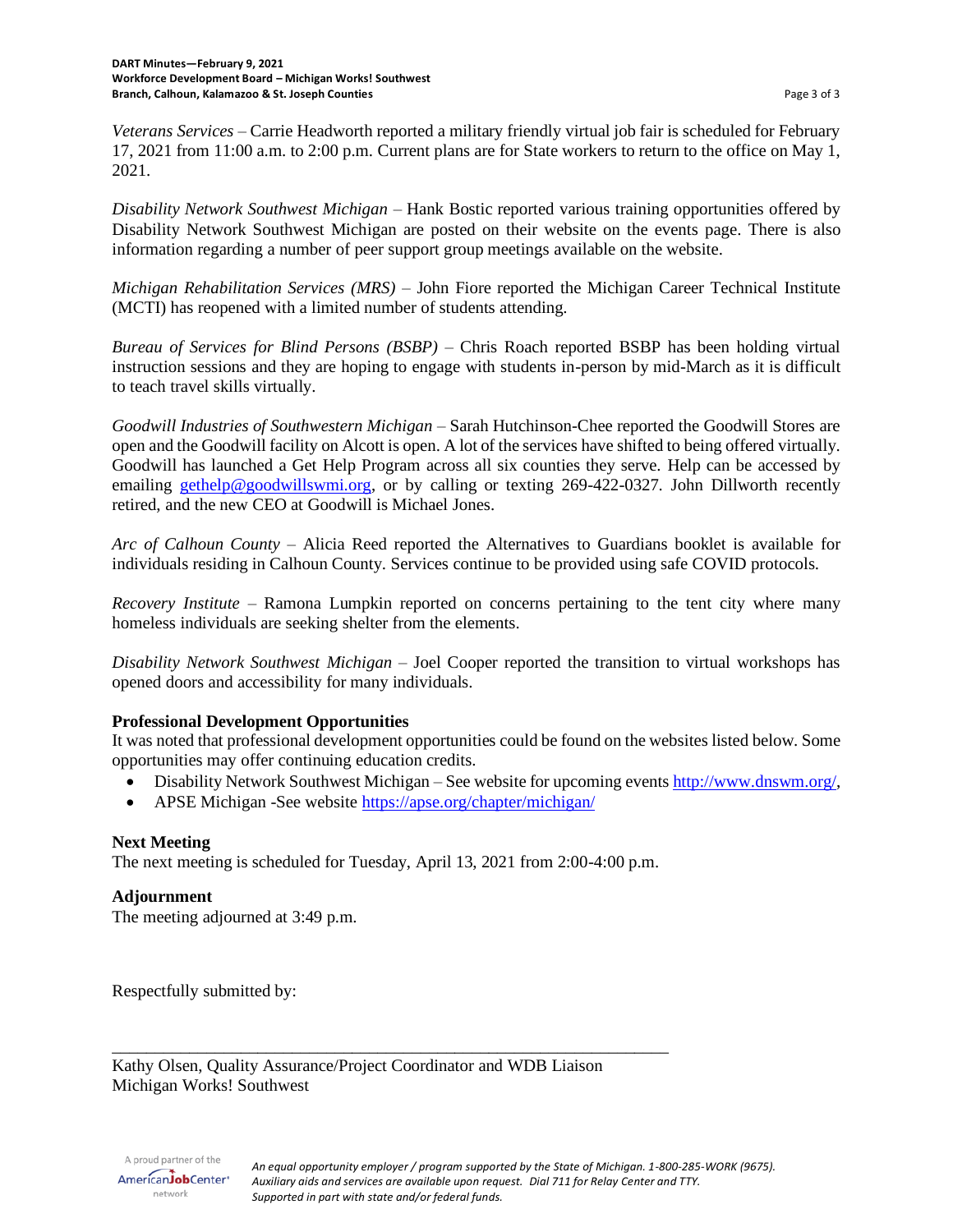*Veterans Services* – Carrie Headworth reported a military friendly virtual job fair is scheduled for February 17, 2021 from 11:00 a.m. to 2:00 p.m. Current plans are for State workers to return to the office on May 1, 2021.

*Disability Network Southwest Michigan* – Hank Bostic reported various training opportunities offered by Disability Network Southwest Michigan are posted on their website on the events page. There is also information regarding a number of peer support group meetings available on the website.

*Michigan Rehabilitation Services (MRS)* – John Fiore reported the Michigan Career Technical Institute (MCTI) has reopened with a limited number of students attending.

*Bureau of Services for Blind Persons (BSBP)* – Chris Roach reported BSBP has been holding virtual instruction sessions and they are hoping to engage with students in-person by mid-March as it is difficult to teach travel skills virtually.

*Goodwill Industries of Southwestern Michigan* – Sarah Hutchinson-Chee reported the Goodwill Stores are open and the Goodwill facility on Alcott is open. A lot of the services have shifted to being offered virtually. Goodwill has launched a Get Help Program across all six counties they serve. Help can be accessed by emailing gethelp@goodwillswmi.org, or by calling or texting 269-422-0327. John Dillworth recently retired, and the new CEO at Goodwill is Michael Jones.

*Arc of Calhoun County* – Alicia Reed reported the Alternatives to Guardians booklet is available for individuals residing in Calhoun County. Services continue to be provided using safe COVID protocols.

*Recovery Institute* – Ramona Lumpkin reported on concerns pertaining to the tent city where many homeless individuals are seeking shelter from the elements.

*Disability Network Southwest Michigan* – Joel Cooper reported the transition to virtual workshops has opened doors and accessibility for many individuals.

**Professional Development Opportunities**

It was noted that professional development opportunities could be found on the websites listed below. Some opportunities may offer continuing education credits.

- Disability Network Southwest Michigan – See website for upcoming events http://www.dnswm.org/,
- APSE Michigan -See website https://apse.org/chapter/michigan/

**Next Meeting**

The next meeting is scheduled for Tuesday, April 13, 2021 from 2:00-4:00 p.m.

**Adjournment**

The meeting adjourned at 3:49 p.m.

Respectfully submitted by:

_______________________________________________________________

Kathy Olsen, Quality Assurance/Project Coordinator and WDB Liaison
Michigan Works! Southwest

A proud partner of the AmericanJobCenter network

*An equal opportunity employer / program supported by the State of Michigan. 1-800-285-WORK (9675). Auxiliary aids and services are available upon request. Dial 711 for Relay Center and TTY. Supported in part with state and/or federal funds.*